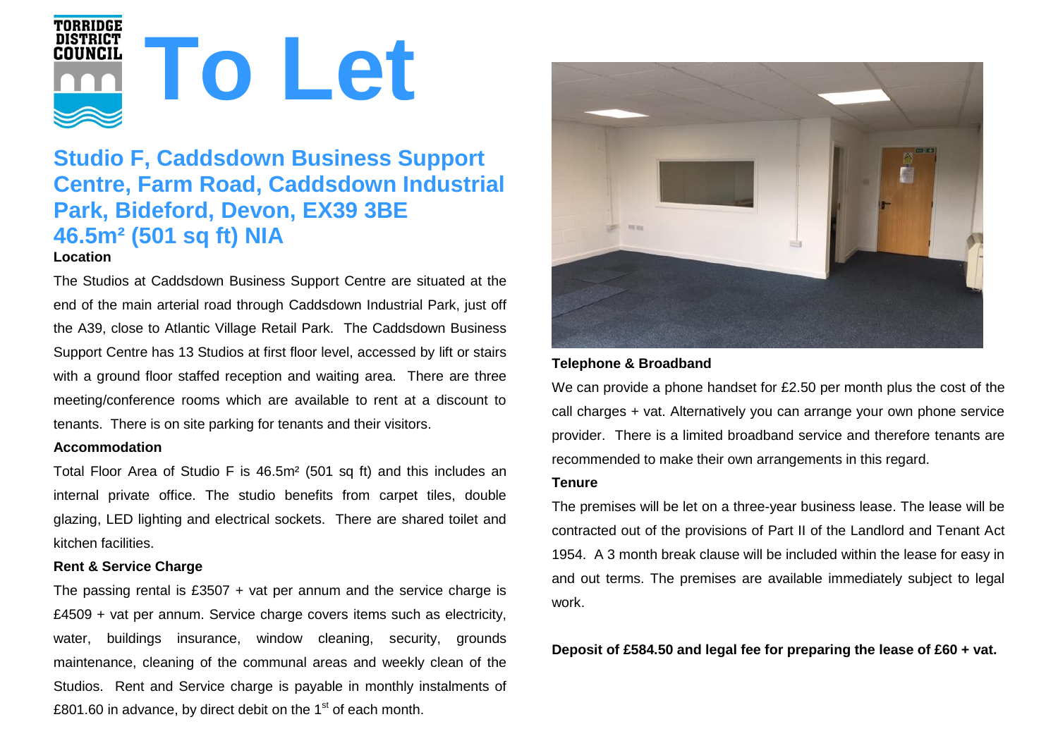TORRIDGE DISTRICT COUNCIL

# To Let

## Studio F, Caddsdown Business Support Centre, Farm Road, Caddsdown Industrial Park, Bideford, Devon, EX39 3BE

## 46.5m² (501 sq ft) NIA

**Location**

The Studios at Caddsdown Business Support Centre are situated at the end of the main arterial road through Caddsdown Industrial Park, just off the A39, close to Atlantic Village Retail Park. The Caddsdown Business Support Centre has 13 Studios at first floor level, accessed by lift or stairs with a ground floor staffed reception and waiting area. There are three meeting/conference rooms which are available to rent at a discount to tenants. There is on site parking for tenants and their visitors.

**Accommodation**

Total Floor Area of Studio F is 46.5m² (501 sq ft) and this includes an internal private office. The studio benefits from carpet tiles, double glazing, LED lighting and electrical sockets. There are shared toilet and kitchen facilities.

**Rent & Service Charge**

The passing rental is £3507 + vat per annum and the service charge is £4509 + vat per annum. Service charge covers items such as electricity, water, buildings insurance, window cleaning, security, grounds maintenance, cleaning of the communal areas and weekly clean of the Studios. Rent and Service charge is payable in monthly instalments of £801.60 in advance, by direct debit on the 1st of each month.

**Telephone & Broadband**

We can provide a phone handset for £2.50 per month plus the cost of the call charges + vat. Alternatively you can arrange your own phone service provider. There is a limited broadband service and therefore tenants are recommended to make their own arrangements in this regard.

**Tenure**

The premises will be let on a three-year business lease. The lease will be contracted out of the provisions of Part II of the Landlord and Tenant Act 1954. A 3 month break clause will be included within the lease for easy in and out terms. The premises are available immediately subject to legal work.

**Deposit of £584.50 and legal fee for preparing the lease of £60 + vat.**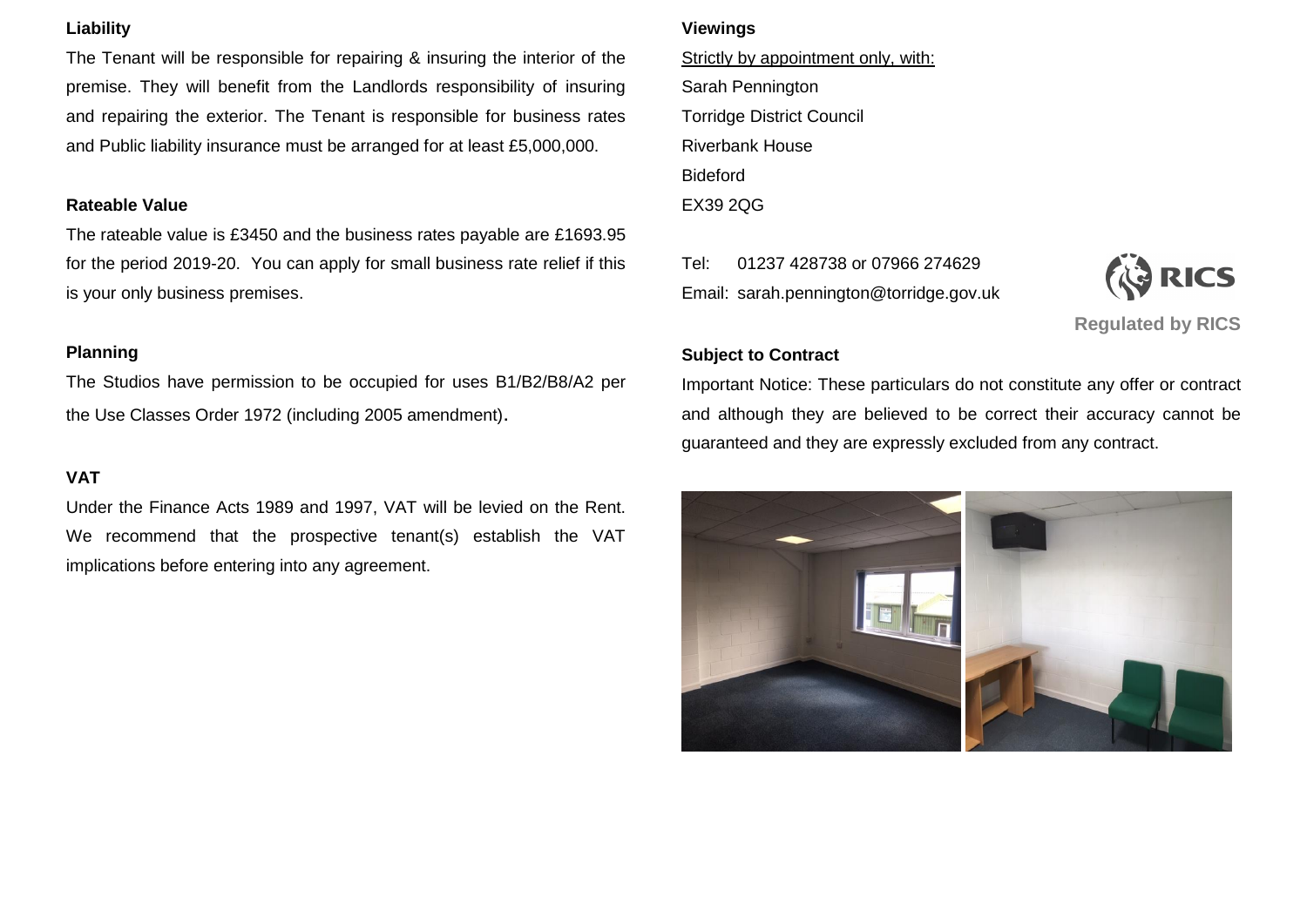## Liability

The Tenant will be responsible for repairing & insuring the interior of the premise. They will benefit from the Landlords responsibility of insuring and repairing the exterior. The Tenant is responsible for business rates and Public liability insurance must be arranged for at least £5,000,000.

## Rateable Value

The rateable value is £3450 and the business rates payable are £1693.95 for the period 2019-20. You can apply for small business rate relief if this is your only business premises.

## Planning

The Studios have permission to be occupied for uses B1/B2/B8/A2 per the Use Classes Order 1972 (including 2005 amendment).

## VAT

Under the Finance Acts 1989 and 1997, VAT will be levied on the Rent. We recommend that the prospective tenant(s) establish the VAT implications before entering into any agreement.

## Viewings

Strictly by appointment only, with:

Sarah Pennington
Torridge District Council
Riverbank House
Bideford
EX39 2QG

Tel: 01237 428738 or 07966 274629
Email: sarah.pennington@torridge.gov.uk

RICS
Regulated by RICS

## Subject to Contract

Important Notice: These particulars do not constitute any offer or contract and although they are believed to be correct their accuracy cannot be guaranteed and they are expressly excluded from any contract.